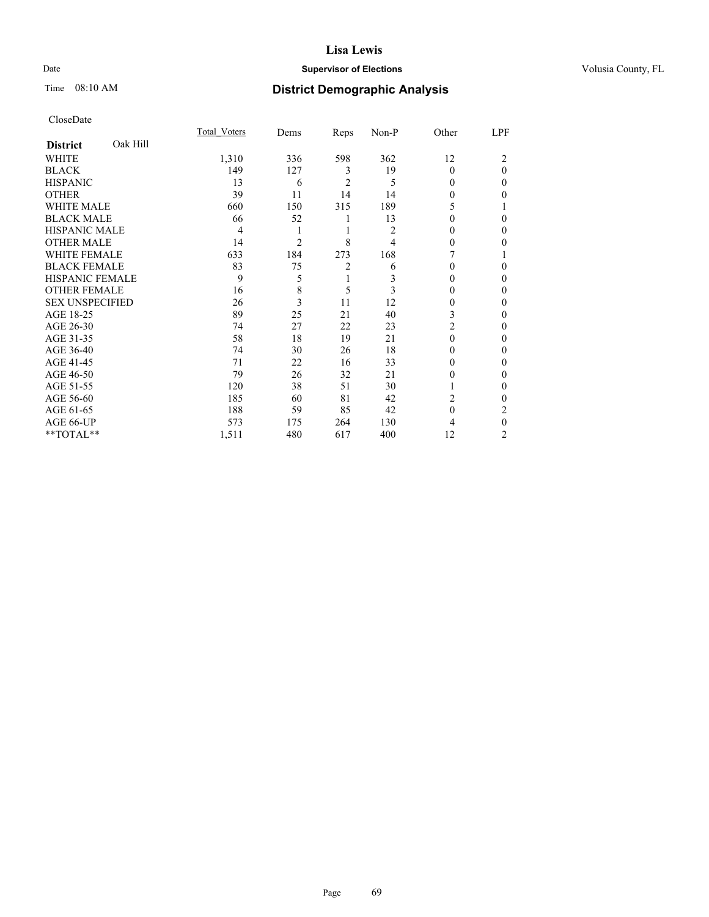# Lisa Lewis

Date **Supervisor of Elections** Volusia County, FL

Time 08:10 AM **District Demographic Analysis**

CloseDate

| | Total_Voters | Dems | Reps | Non-P | Other | LPF |
|---|---|---|---|---|---|---|
| **District** Oak Hill | | | | | | |
| WHITE | 1,310 | 336 | 598 | 362 | 12 | 2 |
| BLACK | 149 | 127 | 3 | 19 | 0 | 0 |
| HISPANIC | 13 | 6 | 2 | 5 | 0 | 0 |
| OTHER | 39 | 11 | 14 | 14 | 0 | 0 |
| WHITE MALE | 660 | 150 | 315 | 189 | 5 | 1 |
| BLACK MALE | 66 | 52 | 1 | 13 | 0 | 0 |
| HISPANIC MALE | 4 | 1 | 1 | 2 | 0 | 0 |
| OTHER MALE | 14 | 2 | 8 | 4 | 0 | 0 |
| WHITE FEMALE | 633 | 184 | 273 | 168 | 7 | 1 |
| BLACK FEMALE | 83 | 75 | 2 | 6 | 0 | 0 |
| HISPANIC FEMALE | 9 | 5 | 1 | 3 | 0 | 0 |
| OTHER FEMALE | 16 | 8 | 5 | 3 | 0 | 0 |
| SEX UNSPECIFIED | 26 | 3 | 11 | 12 | 0 | 0 |
| AGE 18-25 | 89 | 25 | 21 | 40 | 3 | 0 |
| AGE 26-30 | 74 | 27 | 22 | 23 | 2 | 0 |
| AGE 31-35 | 58 | 18 | 19 | 21 | 0 | 0 |
| AGE 36-40 | 74 | 30 | 26 | 18 | 0 | 0 |
| AGE 41-45 | 71 | 22 | 16 | 33 | 0 | 0 |
| AGE 46-50 | 79 | 26 | 32 | 21 | 0 | 0 |
| AGE 51-55 | 120 | 38 | 51 | 30 | 1 | 0 |
| AGE 56-60 | 185 | 60 | 81 | 42 | 2 | 0 |
| AGE 61-65 | 188 | 59 | 85 | 42 | 0 | 2 |
| AGE 66-UP | 573 | 175 | 264 | 130 | 4 | 0 |
| **TOTAL** | 1,511 | 480 | 617 | 400 | 12 | 2 |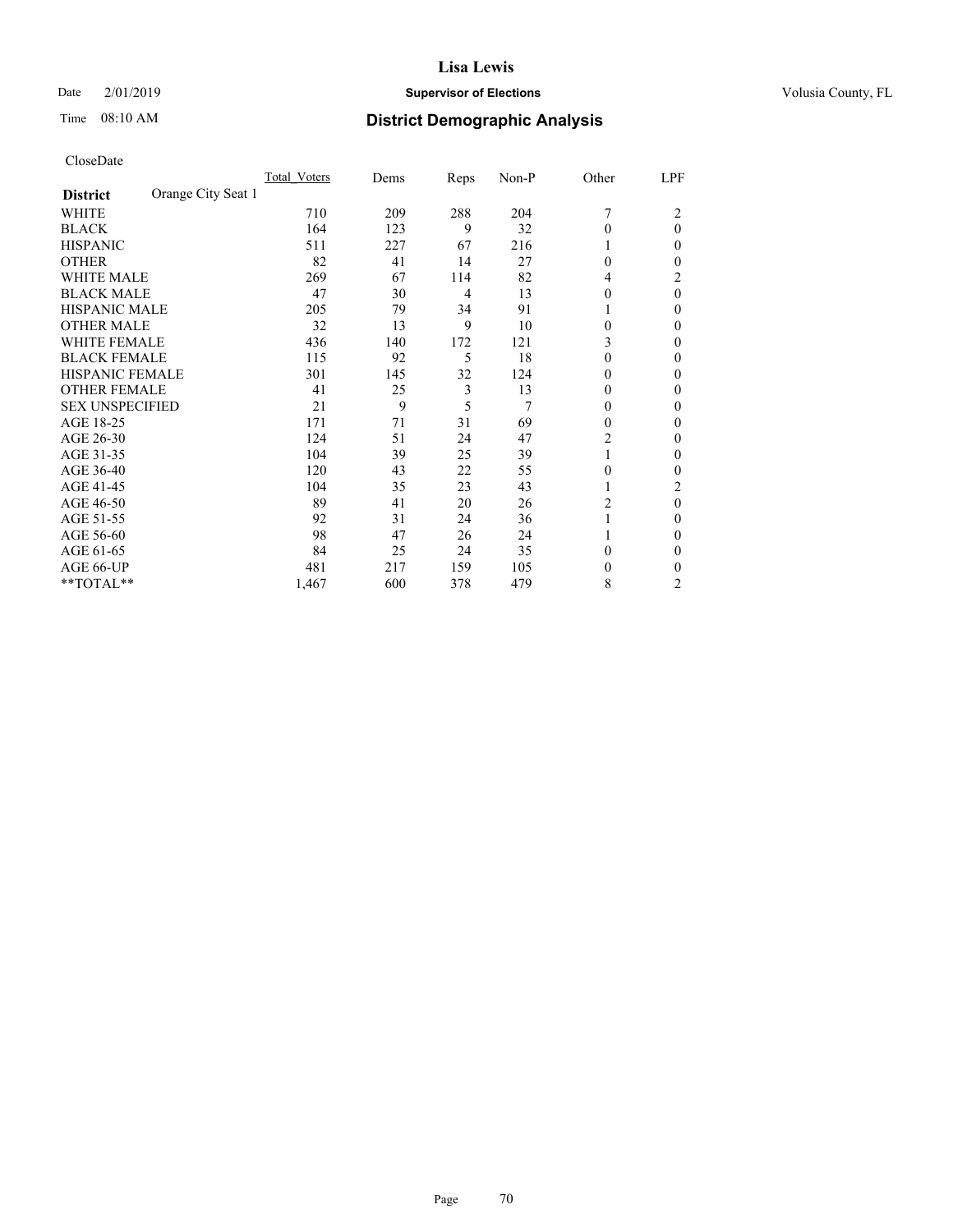**Lisa Lewis**

Date 2/01/2019 **Supervisor of Elections** Volusia County, FL

Time 08:10 AM

## District Demographic Analysis

CloseDate

| | Total_Voters | Dems | Reps | Non-P | Other | LPF |
|---|---|---|---|---|---|---|
| **District** Orange City Seat 1 | | | | | | |
| WHITE | 710 | 209 | 288 | 204 | 7 | 2 |
| BLACK | 164 | 123 | 9 | 32 | 0 | 0 |
| HISPANIC | 511 | 227 | 67 | 216 | 1 | 0 |
| OTHER | 82 | 41 | 14 | 27 | 0 | 0 |
| WHITE MALE | 269 | 67 | 114 | 82 | 4 | 2 |
| BLACK MALE | 47 | 30 | 4 | 13 | 0 | 0 |
| HISPANIC MALE | 205 | 79 | 34 | 91 | 1 | 0 |
| OTHER MALE | 32 | 13 | 9 | 10 | 0 | 0 |
| WHITE FEMALE | 436 | 140 | 172 | 121 | 3 | 0 |
| BLACK FEMALE | 115 | 92 | 5 | 18 | 0 | 0 |
| HISPANIC FEMALE | 301 | 145 | 32 | 124 | 0 | 0 |
| OTHER FEMALE | 41 | 25 | 3 | 13 | 0 | 0 |
| SEX UNSPECIFIED | 21 | 9 | 5 | 7 | 0 | 0 |
| AGE 18-25 | 171 | 71 | 31 | 69 | 0 | 0 |
| AGE 26-30 | 124 | 51 | 24 | 47 | 2 | 0 |
| AGE 31-35 | 104 | 39 | 25 | 39 | 1 | 0 |
| AGE 36-40 | 120 | 43 | 22 | 55 | 0 | 0 |
| AGE 41-45 | 104 | 35 | 23 | 43 | 1 | 2 |
| AGE 46-50 | 89 | 41 | 20 | 26 | 2 | 0 |
| AGE 51-55 | 92 | 31 | 24 | 36 | 1 | 0 |
| AGE 56-60 | 98 | 47 | 26 | 24 | 1 | 0 |
| AGE 61-65 | 84 | 25 | 24 | 35 | 0 | 0 |
| AGE 66-UP | 481 | 217 | 159 | 105 | 0 | 0 |
| **TOTAL** | 1,467 | 600 | 378 | 479 | 8 | 2 |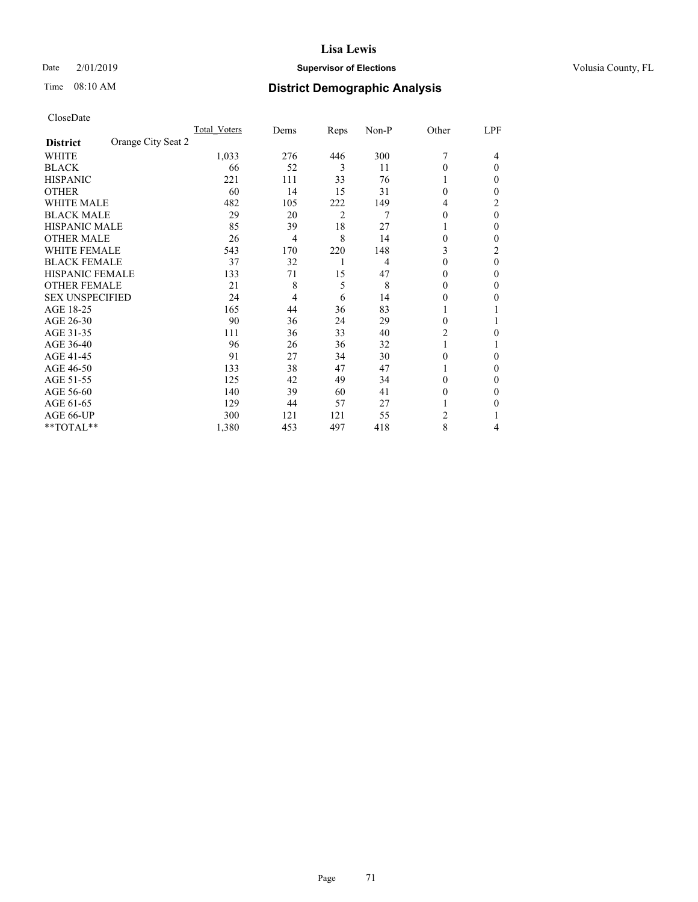# Lisa Lewis

Date 2/01/2019 **Supervisor of Elections** Volusia County, FL

Time 08:10 AM **District Demographic Analysis**

CloseDate

| **District** Orange City Seat 2 | Total Voters | Dems | Reps | Non-P | Other | LPF |
|---|---|---|---|---|---|---|
| WHITE | 1,033 | 276 | 446 | 300 | 7 | 4 |
| BLACK | 66 | 52 | 3 | 11 | 0 | 0 |
| HISPANIC | 221 | 111 | 33 | 76 | 1 | 0 |
| OTHER | 60 | 14 | 15 | 31 | 0 | 0 |
| WHITE MALE | 482 | 105 | 222 | 149 | 4 | 2 |
| BLACK MALE | 29 | 20 | 2 | 7 | 0 | 0 |
| HISPANIC MALE | 85 | 39 | 18 | 27 | 1 | 0 |
| OTHER MALE | 26 | 4 | 8 | 14 | 0 | 0 |
| WHITE FEMALE | 543 | 170 | 220 | 148 | 3 | 2 |
| BLACK FEMALE | 37 | 32 | 1 | 4 | 0 | 0 |
| HISPANIC FEMALE | 133 | 71 | 15 | 47 | 0 | 0 |
| OTHER FEMALE | 21 | 8 | 5 | 8 | 0 | 0 |
| SEX UNSPECIFIED | 24 | 4 | 6 | 14 | 0 | 0 |
| AGE 18-25 | 165 | 44 | 36 | 83 | 1 | 1 |
| AGE 26-30 | 90 | 36 | 24 | 29 | 0 | 1 |
| AGE 31-35 | 111 | 36 | 33 | 40 | 2 | 0 |
| AGE 36-40 | 96 | 26 | 36 | 32 | 1 | 1 |
| AGE 41-45 | 91 | 27 | 34 | 30 | 0 | 0 |
| AGE 46-50 | 133 | 38 | 47 | 47 | 1 | 0 |
| AGE 51-55 | 125 | 42 | 49 | 34 | 0 | 0 |
| AGE 56-60 | 140 | 39 | 60 | 41 | 0 | 0 |
| AGE 61-65 | 129 | 44 | 57 | 27 | 1 | 0 |
| AGE 66-UP | 300 | 121 | 121 | 55 | 2 | 1 |
| **TOTAL** | 1,380 | 453 | 497 | 418 | 8 | 4 |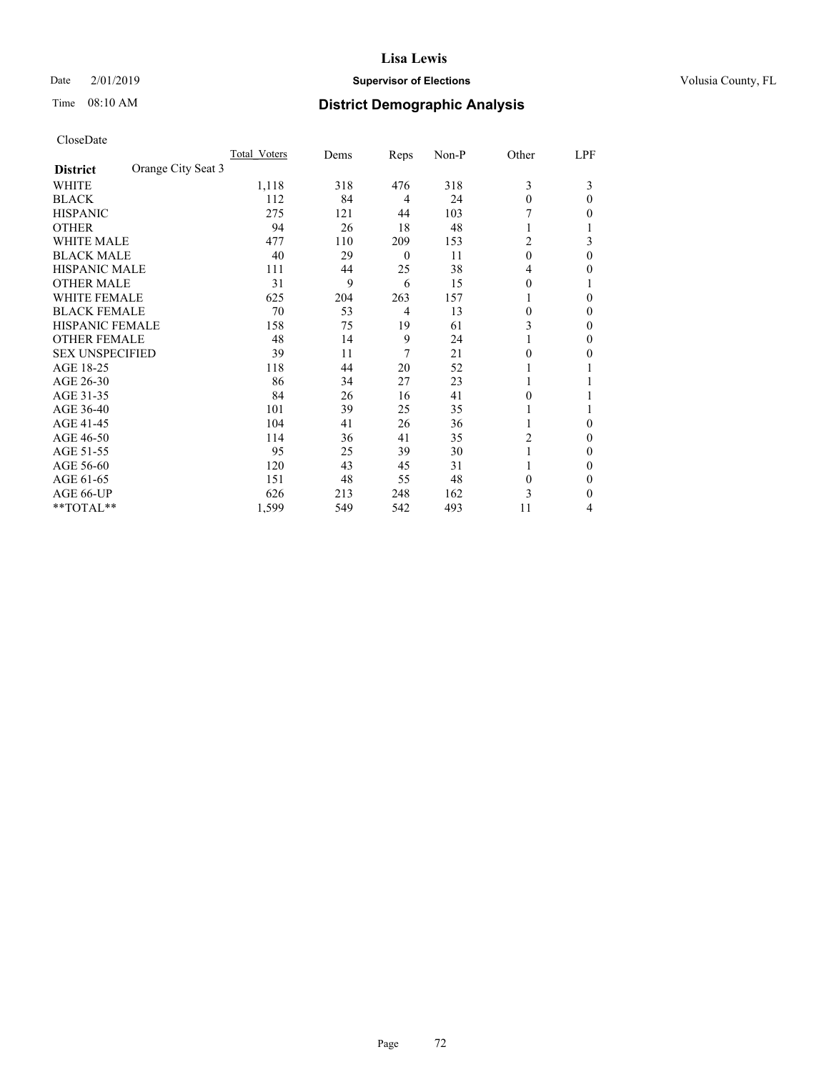# Lisa Lewis

Date 2/01/2019 **Supervisor of Elections** Volusia County, FL

Time 08:10 AM **District Demographic Analysis**

CloseDate

| **District** Orange City Seat 3 | Total Voters | Dems | Reps | Non-P | Other | LPF |
|---|---|---|---|---|---|---|
| WHITE | 1,118 | 318 | 476 | 318 | 3 | 3 |
| BLACK | 112 | 84 | 4 | 24 | 0 | 0 |
| HISPANIC | 275 | 121 | 44 | 103 | 7 | 0 |
| OTHER | 94 | 26 | 18 | 48 | 1 | 1 |
| WHITE MALE | 477 | 110 | 209 | 153 | 2 | 3 |
| BLACK MALE | 40 | 29 | 0 | 11 | 0 | 0 |
| HISPANIC MALE | 111 | 44 | 25 | 38 | 4 | 0 |
| OTHER MALE | 31 | 9 | 6 | 15 | 0 | 1 |
| WHITE FEMALE | 625 | 204 | 263 | 157 | 1 | 0 |
| BLACK FEMALE | 70 | 53 | 4 | 13 | 0 | 0 |
| HISPANIC FEMALE | 158 | 75 | 19 | 61 | 3 | 0 |
| OTHER FEMALE | 48 | 14 | 9 | 24 | 1 | 0 |
| SEX UNSPECIFIED | 39 | 11 | 7 | 21 | 0 | 0 |
| AGE 18-25 | 118 | 44 | 20 | 52 | 1 | 1 |
| AGE 26-30 | 86 | 34 | 27 | 23 | 1 | 1 |
| AGE 31-35 | 84 | 26 | 16 | 41 | 0 | 1 |
| AGE 36-40 | 101 | 39 | 25 | 35 | 1 | 1 |
| AGE 41-45 | 104 | 41 | 26 | 36 | 1 | 0 |
| AGE 46-50 | 114 | 36 | 41 | 35 | 2 | 0 |
| AGE 51-55 | 95 | 25 | 39 | 30 | 1 | 0 |
| AGE 56-60 | 120 | 43 | 45 | 31 | 1 | 0 |
| AGE 61-65 | 151 | 48 | 55 | 48 | 0 | 0 |
| AGE 66-UP | 626 | 213 | 248 | 162 | 3 | 0 |
| **TOTAL** | 1,599 | 549 | 542 | 493 | 11 | 4 |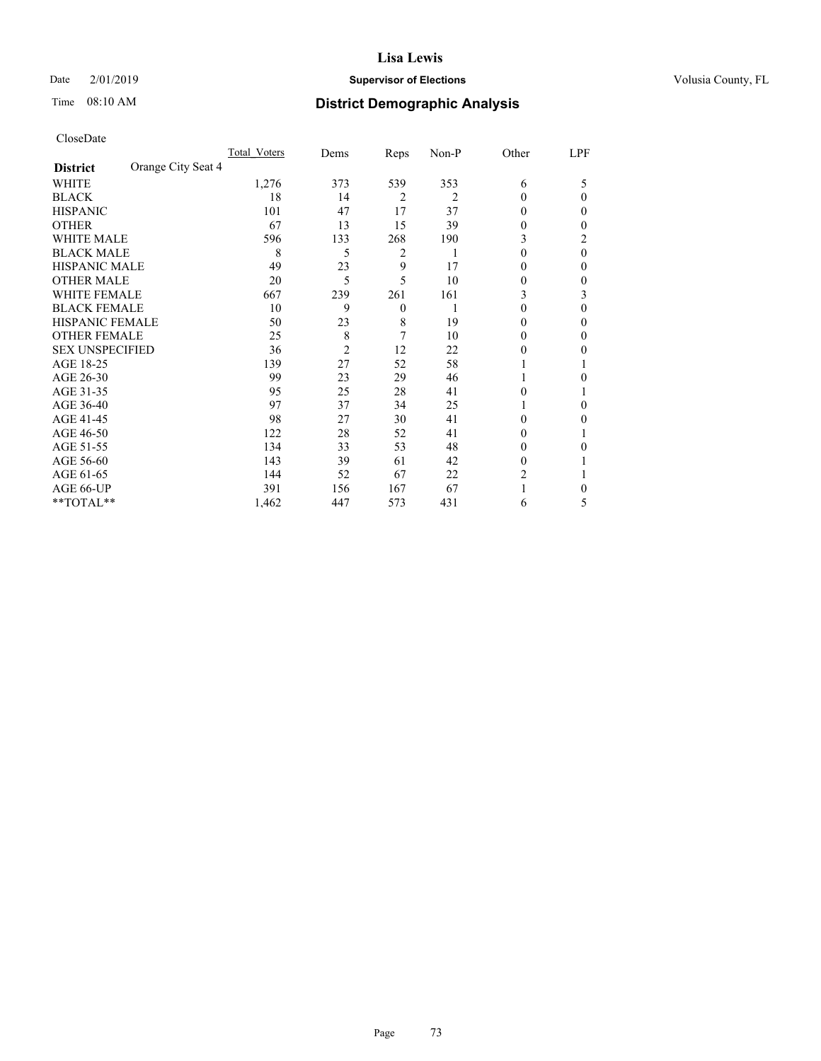**Lisa Lewis**

Date 2/01/2019 **Supervisor of Elections** Volusia County, FL

Time 08:10 AM **District Demographic Analysis**

CloseDate

| **District** Orange City Seat 4 | Total Voters | Dems | Reps | Non-P | Other | LPF |
|---|---|---|---|---|---|---|
| WHITE | 1,276 | 373 | 539 | 353 | 6 | 5 |
| BLACK | 18 | 14 | 2 | 2 | 0 | 0 |
| HISPANIC | 101 | 47 | 17 | 37 | 0 | 0 |
| OTHER | 67 | 13 | 15 | 39 | 0 | 0 |
| WHITE MALE | 596 | 133 | 268 | 190 | 3 | 2 |
| BLACK MALE | 8 | 5 | 2 | 1 | 0 | 0 |
| HISPANIC MALE | 49 | 23 | 9 | 17 | 0 | 0 |
| OTHER MALE | 20 | 5 | 5 | 10 | 0 | 0 |
| WHITE FEMALE | 667 | 239 | 261 | 161 | 3 | 3 |
| BLACK FEMALE | 10 | 9 | 0 | 1 | 0 | 0 |
| HISPANIC FEMALE | 50 | 23 | 8 | 19 | 0 | 0 |
| OTHER FEMALE | 25 | 8 | 7 | 10 | 0 | 0 |
| SEX UNSPECIFIED | 36 | 2 | 12 | 22 | 0 | 0 |
| AGE 18-25 | 139 | 27 | 52 | 58 | 1 | 1 |
| AGE 26-30 | 99 | 23 | 29 | 46 | 1 | 0 |
| AGE 31-35 | 95 | 25 | 28 | 41 | 0 | 1 |
| AGE 36-40 | 97 | 37 | 34 | 25 | 1 | 0 |
| AGE 41-45 | 98 | 27 | 30 | 41 | 0 | 0 |
| AGE 46-50 | 122 | 28 | 52 | 41 | 0 | 1 |
| AGE 51-55 | 134 | 33 | 53 | 48 | 0 | 0 |
| AGE 56-60 | 143 | 39 | 61 | 42 | 0 | 1 |
| AGE 61-65 | 144 | 52 | 67 | 22 | 2 | 1 |
| AGE 66-UP | 391 | 156 | 167 | 67 | 1 | 0 |
| **TOTAL** | 1,462 | 447 | 573 | 431 | 6 | 5 |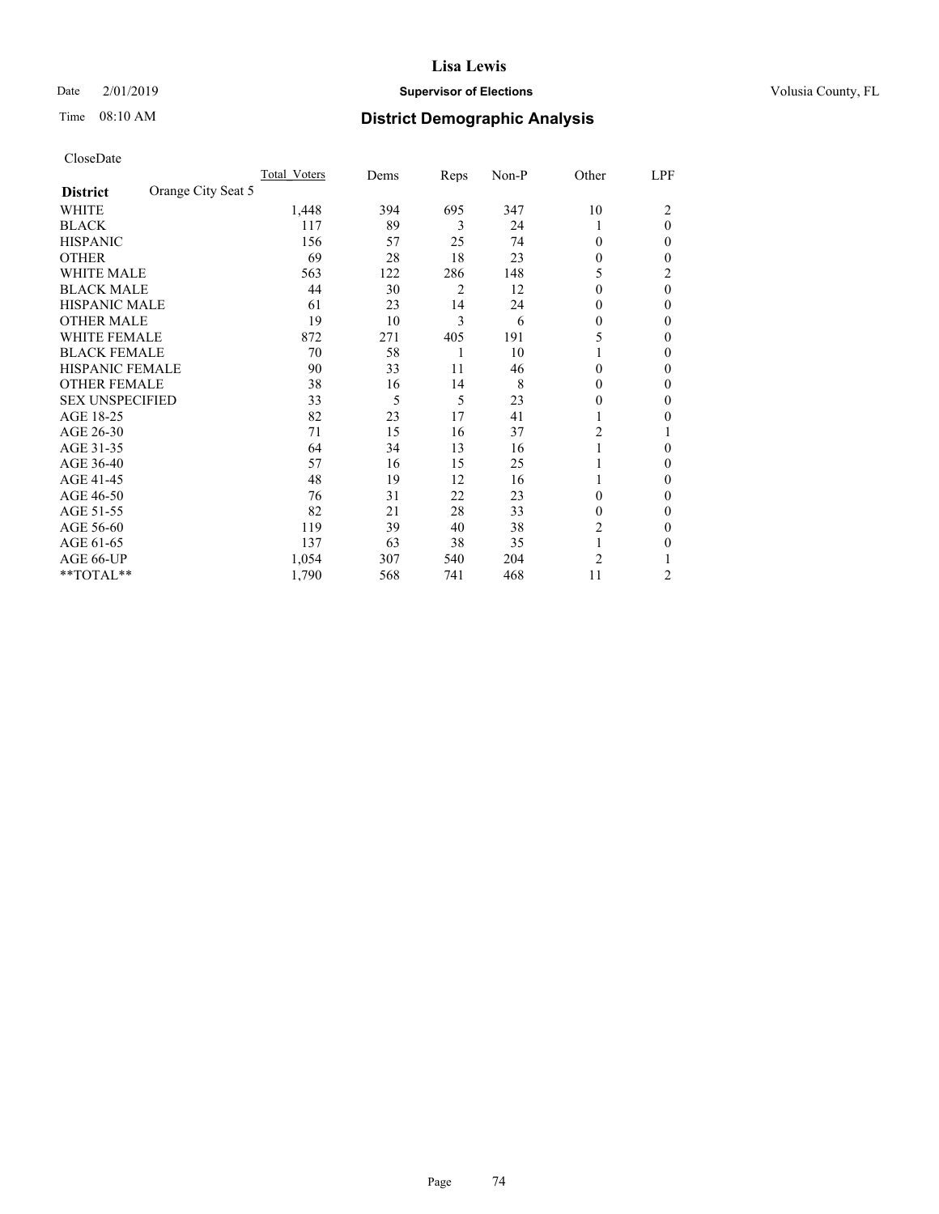# Lisa Lewis

Date 2/01/2019 **Supervisor of Elections** Volusia County, FL

Time 08:10 AM **District Demographic Analysis**

CloseDate

| **District** Orange City Seat 5 | Total Voters | Dems | Reps | Non-P | Other | LPF |
|---|---|---|---|---|---|---|
| WHITE | 1,448 | 394 | 695 | 347 | 10 | 2 |
| BLACK | 117 | 89 | 3 | 24 | 1 | 0 |
| HISPANIC | 156 | 57 | 25 | 74 | 0 | 0 |
| OTHER | 69 | 28 | 18 | 23 | 0 | 0 |
| WHITE MALE | 563 | 122 | 286 | 148 | 5 | 2 |
| BLACK MALE | 44 | 30 | 2 | 12 | 0 | 0 |
| HISPANIC MALE | 61 | 23 | 14 | 24 | 0 | 0 |
| OTHER MALE | 19 | 10 | 3 | 6 | 0 | 0 |
| WHITE FEMALE | 872 | 271 | 405 | 191 | 5 | 0 |
| BLACK FEMALE | 70 | 58 | 1 | 10 | 1 | 0 |
| HISPANIC FEMALE | 90 | 33 | 11 | 46 | 0 | 0 |
| OTHER FEMALE | 38 | 16 | 14 | 8 | 0 | 0 |
| SEX UNSPECIFIED | 33 | 5 | 5 | 23 | 0 | 0 |
| AGE 18-25 | 82 | 23 | 17 | 41 | 1 | 0 |
| AGE 26-30 | 71 | 15 | 16 | 37 | 2 | 1 |
| AGE 31-35 | 64 | 34 | 13 | 16 | 1 | 0 |
| AGE 36-40 | 57 | 16 | 15 | 25 | 1 | 0 |
| AGE 41-45 | 48 | 19 | 12 | 16 | 1 | 0 |
| AGE 46-50 | 76 | 31 | 22 | 23 | 0 | 0 |
| AGE 51-55 | 82 | 21 | 28 | 33 | 0 | 0 |
| AGE 56-60 | 119 | 39 | 40 | 38 | 2 | 0 |
| AGE 61-65 | 137 | 63 | 38 | 35 | 1 | 0 |
| AGE 66-UP | 1,054 | 307 | 540 | 204 | 2 | 1 |
| **TOTAL** | 1,790 | 568 | 741 | 468 | 11 | 2 |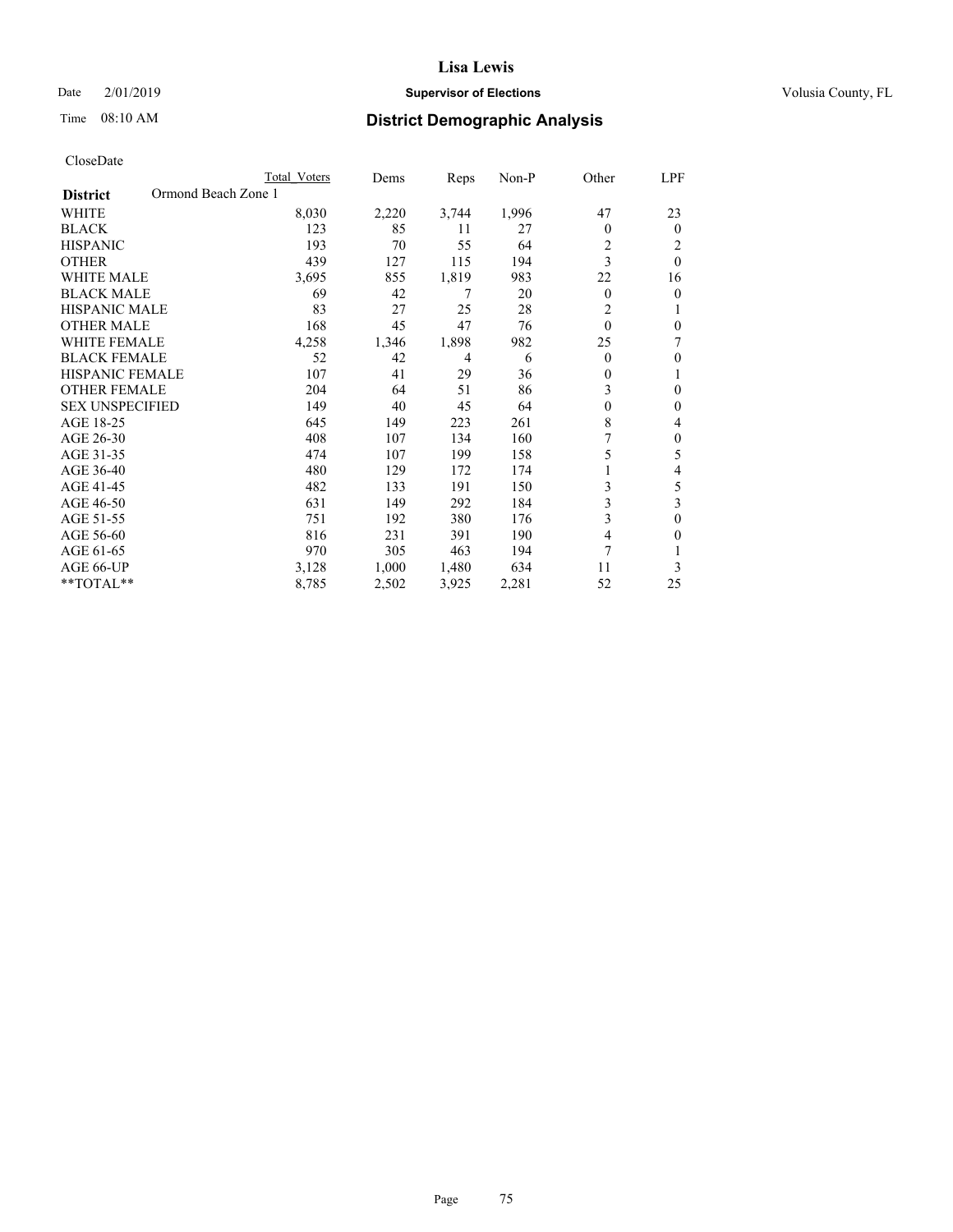# Lisa Lewis

Date 2/01/2019 **Supervisor of Elections** Volusia County, FL

Time 08:10 AM **District Demographic Analysis**

CloseDate

| **District** Ormond Beach Zone 1 | Total Voters | Dems | Reps | Non-P | Other | LPF |
|---|---|---|---|---|---|---|
| WHITE | 8,030 | 2,220 | 3,744 | 1,996 | 47 | 23 |
| BLACK | 123 | 85 | 11 | 27 | 0 | 0 |
| HISPANIC | 193 | 70 | 55 | 64 | 2 | 2 |
| OTHER | 439 | 127 | 115 | 194 | 3 | 0 |
| WHITE MALE | 3,695 | 855 | 1,819 | 983 | 22 | 16 |
| BLACK MALE | 69 | 42 | 7 | 20 | 0 | 0 |
| HISPANIC MALE | 83 | 27 | 25 | 28 | 2 | 1 |
| OTHER MALE | 168 | 45 | 47 | 76 | 0 | 0 |
| WHITE FEMALE | 4,258 | 1,346 | 1,898 | 982 | 25 | 7 |
| BLACK FEMALE | 52 | 42 | 4 | 6 | 0 | 0 |
| HISPANIC FEMALE | 107 | 41 | 29 | 36 | 0 | 1 |
| OTHER FEMALE | 204 | 64 | 51 | 86 | 3 | 0 |
| SEX UNSPECIFIED | 149 | 40 | 45 | 64 | 0 | 0 |
| AGE 18-25 | 645 | 149 | 223 | 261 | 8 | 4 |
| AGE 26-30 | 408 | 107 | 134 | 160 | 7 | 0 |
| AGE 31-35 | 474 | 107 | 199 | 158 | 5 | 5 |
| AGE 36-40 | 480 | 129 | 172 | 174 | 1 | 4 |
| AGE 41-45 | 482 | 133 | 191 | 150 | 3 | 5 |
| AGE 46-50 | 631 | 149 | 292 | 184 | 3 | 3 |
| AGE 51-55 | 751 | 192 | 380 | 176 | 3 | 0 |
| AGE 56-60 | 816 | 231 | 391 | 190 | 4 | 0 |
| AGE 61-65 | 970 | 305 | 463 | 194 | 7 | 1 |
| AGE 66-UP | 3,128 | 1,000 | 1,480 | 634 | 11 | 3 |
| **TOTAL** | 8,785 | 2,502 | 3,925 | 2,281 | 52 | 25 |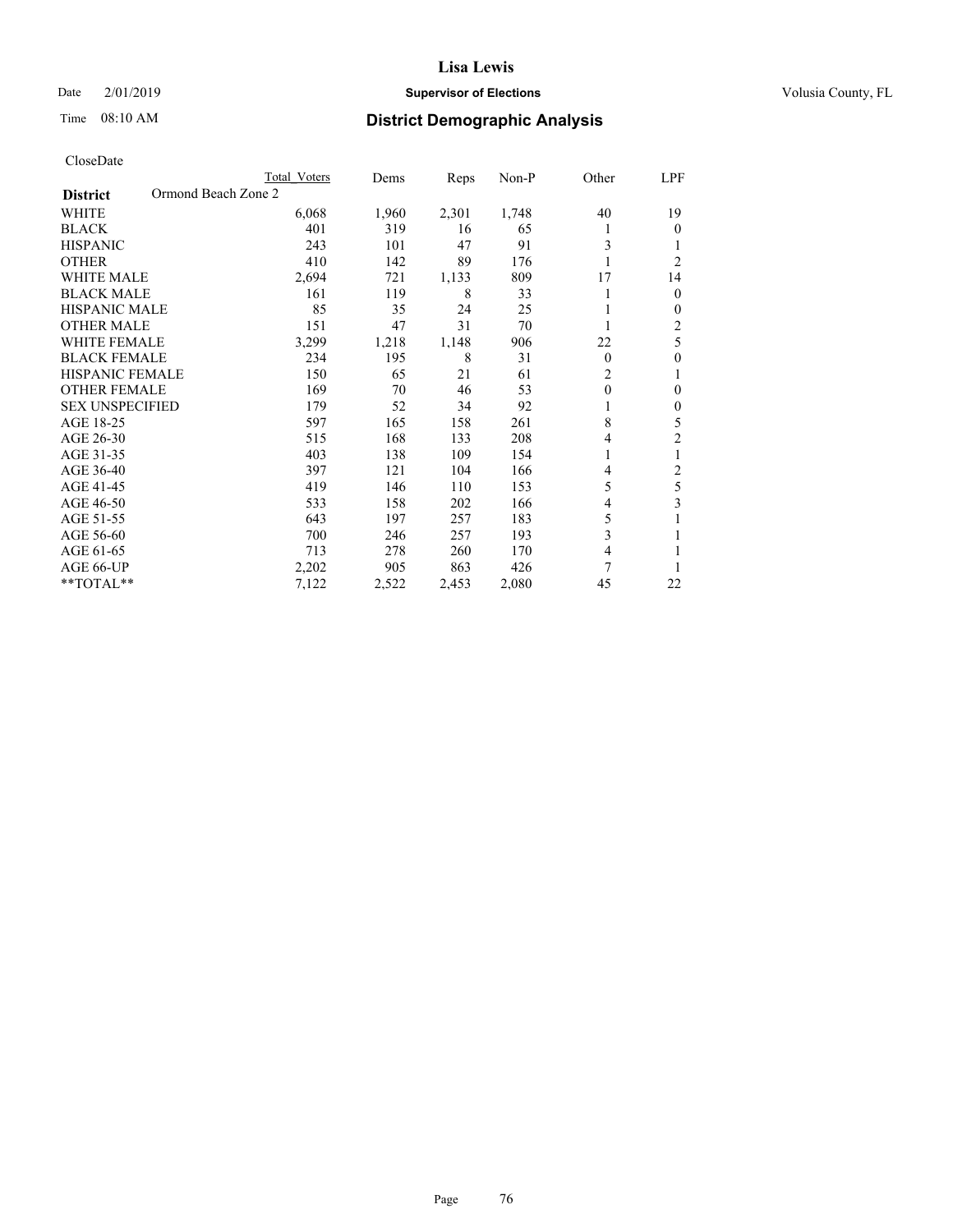CloseDate

| District | Ormond Beach Zone 2 | Total Voters | Dems | Reps | Non-P | Other | LPF |
|---|---|---|---|---|---|---|---|
| WHITE | | 6,068 | 1,960 | 2,301 | 1,748 | 40 | 19 |
| BLACK | | 401 | 319 | 16 | 65 | 1 | 0 |
| HISPANIC | | 243 | 101 | 47 | 91 | 3 | 1 |
| OTHER | | 410 | 142 | 89 | 176 | 1 | 2 |
| WHITE MALE | | 2,694 | 721 | 1,133 | 809 | 17 | 14 |
| BLACK MALE | | 161 | 119 | 8 | 33 | 1 | 0 |
| HISPANIC MALE | | 85 | 35 | 24 | 25 | 1 | 0 |
| OTHER MALE | | 151 | 47 | 31 | 70 | 1 | 2 |
| WHITE FEMALE | | 3,299 | 1,218 | 1,148 | 906 | 22 | 5 |
| BLACK FEMALE | | 234 | 195 | 8 | 31 | 0 | 0 |
| HISPANIC FEMALE | | 150 | 65 | 21 | 61 | 2 | 1 |
| OTHER FEMALE | | 169 | 70 | 46 | 53 | 0 | 0 |
| SEX UNSPECIFIED | | 179 | 52 | 34 | 92 | 1 | 0 |
| AGE 18-25 | | 597 | 165 | 158 | 261 | 8 | 5 |
| AGE 26-30 | | 515 | 168 | 133 | 208 | 4 | 2 |
| AGE 31-35 | | 403 | 138 | 109 | 154 | 1 | 1 |
| AGE 36-40 | | 397 | 121 | 104 | 166 | 4 | 2 |
| AGE 41-45 | | 419 | 146 | 110 | 153 | 5 | 5 |
| AGE 46-50 | | 533 | 158 | 202 | 166 | 4 | 3 |
| AGE 51-55 | | 643 | 197 | 257 | 183 | 5 | 1 |
| AGE 56-60 | | 700 | 246 | 257 | 193 | 3 | 1 |
| AGE 61-65 | | 713 | 278 | 260 | 170 | 4 | 1 |
| AGE 66-UP | | 2,202 | 905 | 863 | 426 | 7 | 1 |
| **TOTAL** | | 7,122 | 2,522 | 2,453 | 2,080 | 45 | 22 |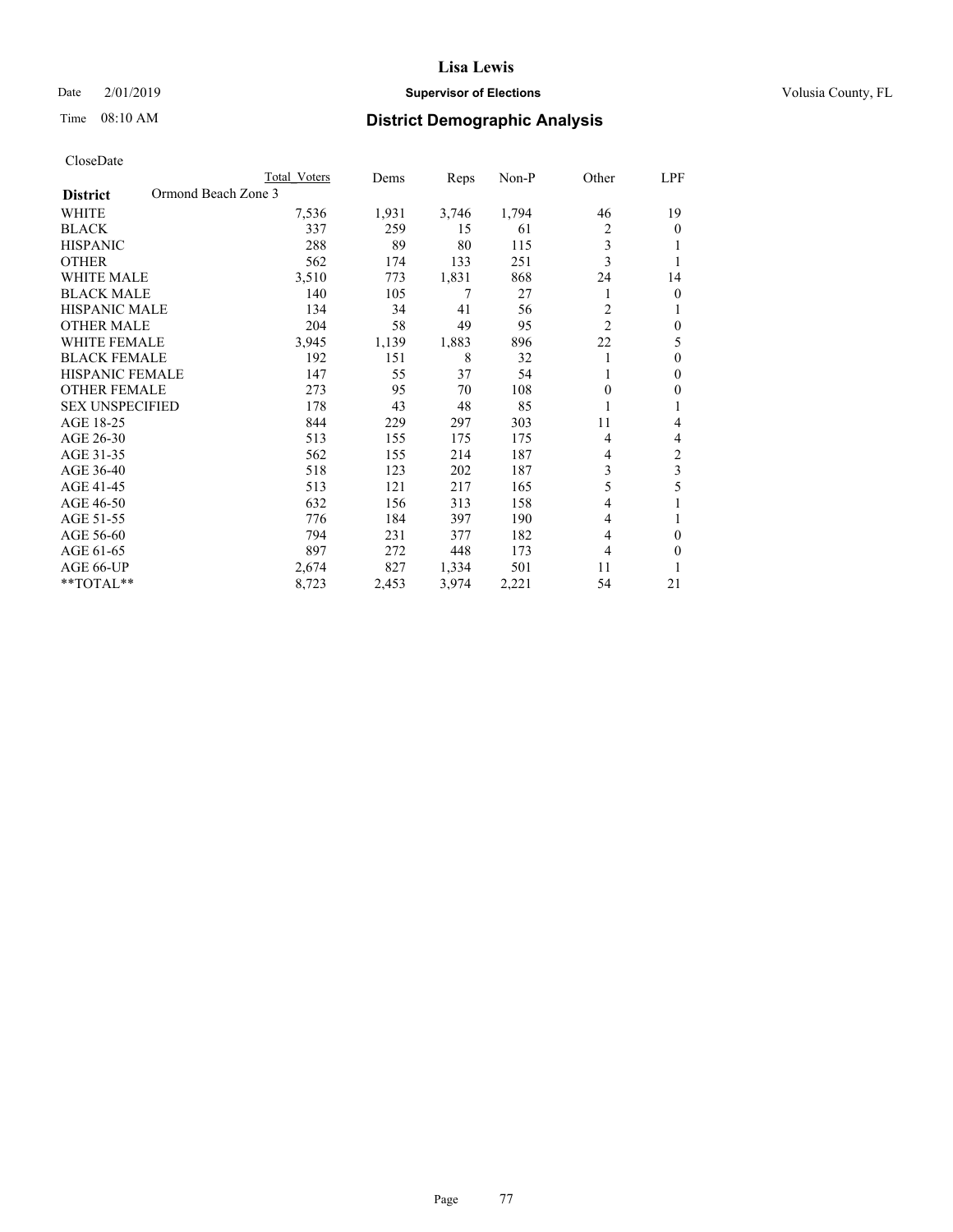Lisa Lewis

Date 2/01/2019 **Supervisor of Elections** Volusia County, FL

Time 08:10 AM **District Demographic Analysis**

CloseDate

| **District** Ormond Beach Zone 3 | Total Voters | Dems | Reps | Non-P | Other | LPF |
|---|---|---|---|---|---|---|
| WHITE | 7,536 | 1,931 | 3,746 | 1,794 | 46 | 19 |
| BLACK | 337 | 259 | 15 | 61 | 2 | 0 |
| HISPANIC | 288 | 89 | 80 | 115 | 3 | 1 |
| OTHER | 562 | 174 | 133 | 251 | 3 | 1 |
| WHITE MALE | 3,510 | 773 | 1,831 | 868 | 24 | 14 |
| BLACK MALE | 140 | 105 | 7 | 27 | 1 | 0 |
| HISPANIC MALE | 134 | 34 | 41 | 56 | 2 | 1 |
| OTHER MALE | 204 | 58 | 49 | 95 | 2 | 0 |
| WHITE FEMALE | 3,945 | 1,139 | 1,883 | 896 | 22 | 5 |
| BLACK FEMALE | 192 | 151 | 8 | 32 | 1 | 0 |
| HISPANIC FEMALE | 147 | 55 | 37 | 54 | 1 | 0 |
| OTHER FEMALE | 273 | 95 | 70 | 108 | 0 | 0 |
| SEX UNSPECIFIED | 178 | 43 | 48 | 85 | 1 | 1 |
| AGE 18-25 | 844 | 229 | 297 | 303 | 11 | 4 |
| AGE 26-30 | 513 | 155 | 175 | 175 | 4 | 4 |
| AGE 31-35 | 562 | 155 | 214 | 187 | 4 | 2 |
| AGE 36-40 | 518 | 123 | 202 | 187 | 3 | 3 |
| AGE 41-45 | 513 | 121 | 217 | 165 | 5 | 5 |
| AGE 46-50 | 632 | 156 | 313 | 158 | 4 | 1 |
| AGE 51-55 | 776 | 184 | 397 | 190 | 4 | 1 |
| AGE 56-60 | 794 | 231 | 377 | 182 | 4 | 0 |
| AGE 61-65 | 897 | 272 | 448 | 173 | 4 | 0 |
| AGE 66-UP | 2,674 | 827 | 1,334 | 501 | 11 | 1 |
| **TOTAL** | 8,723 | 2,453 | 3,974 | 2,221 | 54 | 21 |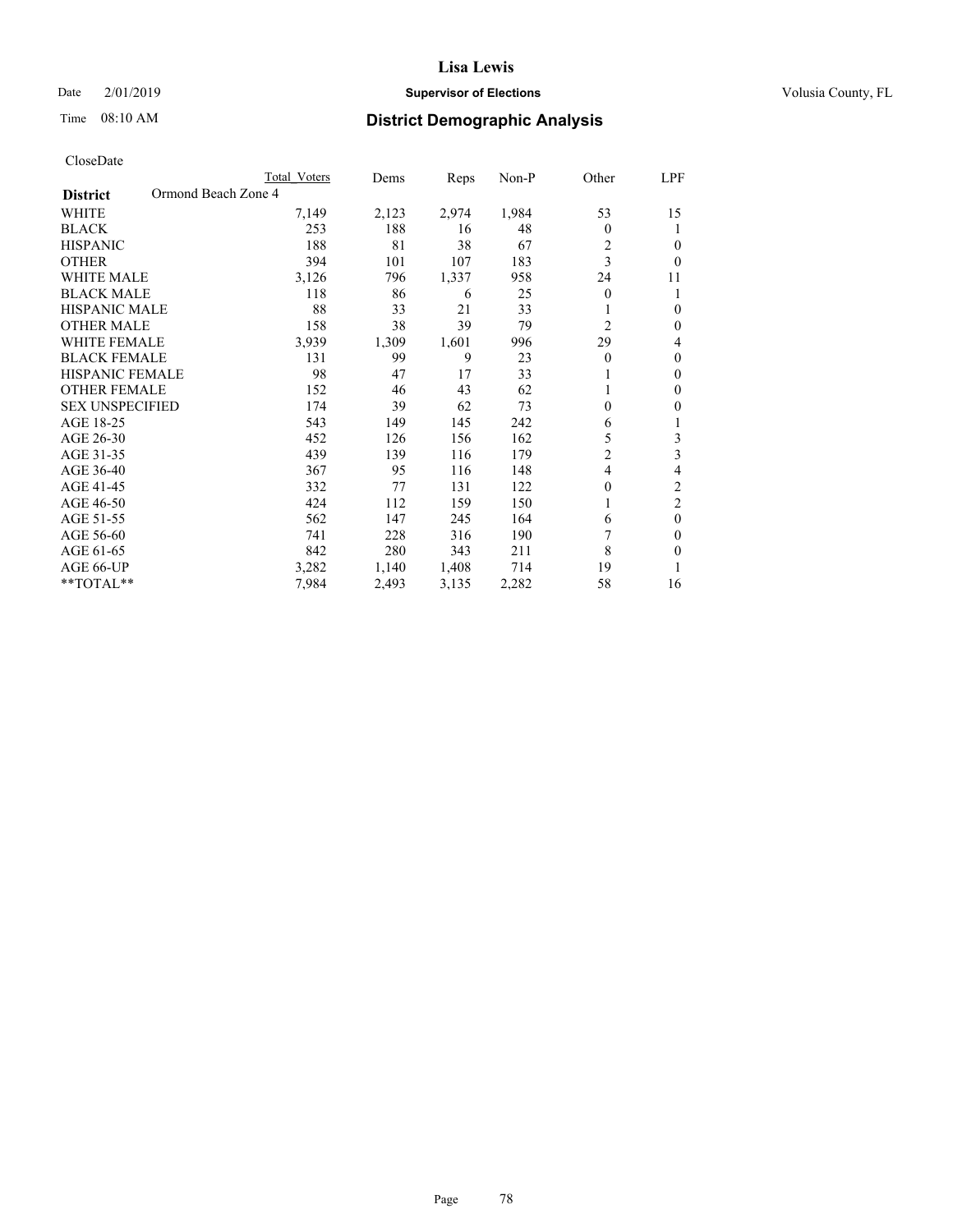CloseDate

| District | Ormond Beach Zone 4 | Total Voters | Dems | Reps | Non-P | Other | LPF |
|---|---|---|---|---|---|---|---|
| WHITE | | 7,149 | 2,123 | 2,974 | 1,984 | 53 | 15 |
| BLACK | | 253 | 188 | 16 | 48 | 0 | 1 |
| HISPANIC | | 188 | 81 | 38 | 67 | 2 | 0 |
| OTHER | | 394 | 101 | 107 | 183 | 3 | 0 |
| WHITE MALE | | 3,126 | 796 | 1,337 | 958 | 24 | 11 |
| BLACK MALE | | 118 | 86 | 6 | 25 | 0 | 1 |
| HISPANIC MALE | | 88 | 33 | 21 | 33 | 1 | 0 |
| OTHER MALE | | 158 | 38 | 39 | 79 | 2 | 0 |
| WHITE FEMALE | | 3,939 | 1,309 | 1,601 | 996 | 29 | 4 |
| BLACK FEMALE | | 131 | 99 | 9 | 23 | 0 | 0 |
| HISPANIC FEMALE | | 98 | 47 | 17 | 33 | 1 | 0 |
| OTHER FEMALE | | 152 | 46 | 43 | 62 | 1 | 0 |
| SEX UNSPECIFIED | | 174 | 39 | 62 | 73 | 0 | 0 |
| AGE 18-25 | | 543 | 149 | 145 | 242 | 6 | 1 |
| AGE 26-30 | | 452 | 126 | 156 | 162 | 5 | 3 |
| AGE 31-35 | | 439 | 139 | 116 | 179 | 2 | 3 |
| AGE 36-40 | | 367 | 95 | 116 | 148 | 4 | 4 |
| AGE 41-45 | | 332 | 77 | 131 | 122 | 0 | 2 |
| AGE 46-50 | | 424 | 112 | 159 | 150 | 1 | 2 |
| AGE 51-55 | | 562 | 147 | 245 | 164 | 6 | 0 |
| AGE 56-60 | | 741 | 228 | 316 | 190 | 7 | 0 |
| AGE 61-65 | | 842 | 280 | 343 | 211 | 8 | 0 |
| AGE 66-UP | | 3,282 | 1,140 | 1,408 | 714 | 19 | 1 |
| **TOTAL** | | 7,984 | 2,493 | 3,135 | 2,282 | 58 | 16 |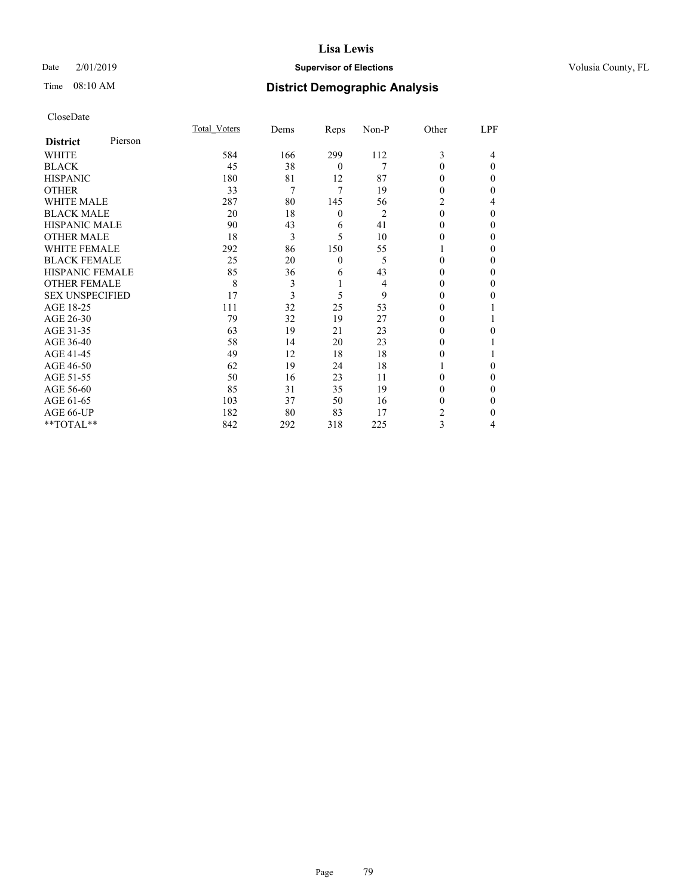# Lisa Lewis

Date 2/01/2019 **Supervisor of Elections** Volusia County, FL

Time 08:10 AM **District Demographic Analysis**

CloseDate

| **District** Pierson | Total_Voters | Dems | Reps | Non-P | Other | LPF |
|---|---|---|---|---|---|---|
| WHITE | 584 | 166 | 299 | 112 | 3 | 4 |
| BLACK | 45 | 38 | 0 | 7 | 0 | 0 |
| HISPANIC | 180 | 81 | 12 | 87 | 0 | 0 |
| OTHER | 33 | 7 | 7 | 19 | 0 | 0 |
| WHITE MALE | 287 | 80 | 145 | 56 | 2 | 4 |
| BLACK MALE | 20 | 18 | 0 | 2 | 0 | 0 |
| HISPANIC MALE | 90 | 43 | 6 | 41 | 0 | 0 |
| OTHER MALE | 18 | 3 | 5 | 10 | 0 | 0 |
| WHITE FEMALE | 292 | 86 | 150 | 55 | 1 | 0 |
| BLACK FEMALE | 25 | 20 | 0 | 5 | 0 | 0 |
| HISPANIC FEMALE | 85 | 36 | 6 | 43 | 0 | 0 |
| OTHER FEMALE | 8 | 3 | 1 | 4 | 0 | 0 |
| SEX UNSPECIFIED | 17 | 3 | 5 | 9 | 0 | 0 |
| AGE 18-25 | 111 | 32 | 25 | 53 | 0 | 1 |
| AGE 26-30 | 79 | 32 | 19 | 27 | 0 | 1 |
| AGE 31-35 | 63 | 19 | 21 | 23 | 0 | 0 |
| AGE 36-40 | 58 | 14 | 20 | 23 | 0 | 1 |
| AGE 41-45 | 49 | 12 | 18 | 18 | 0 | 1 |
| AGE 46-50 | 62 | 19 | 24 | 18 | 1 | 0 |
| AGE 51-55 | 50 | 16 | 23 | 11 | 0 | 0 |
| AGE 56-60 | 85 | 31 | 35 | 19 | 0 | 0 |
| AGE 61-65 | 103 | 37 | 50 | 16 | 0 | 0 |
| AGE 66-UP | 182 | 80 | 83 | 17 | 2 | 0 |
| **TOTAL** | 842 | 292 | 318 | 225 | 3 | 4 |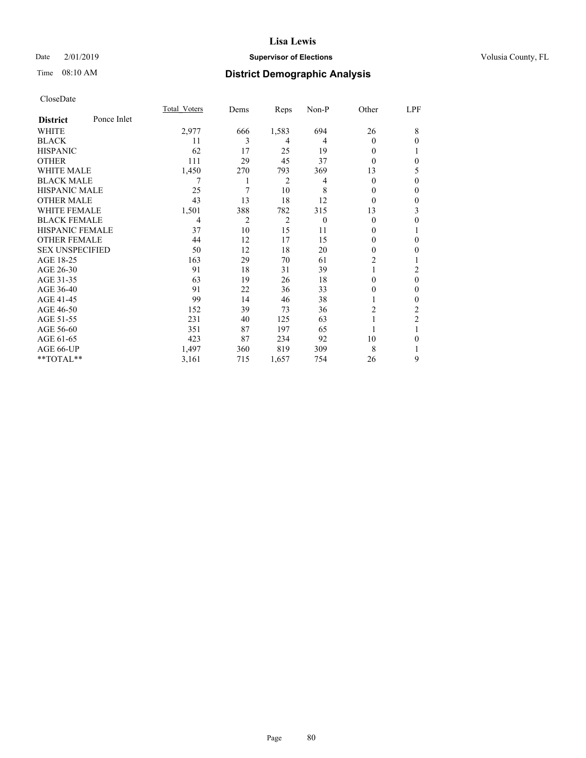# Lisa Lewis

Date 2/01/2019 **Supervisor of Elections** Volusia County, FL

Time 08:10 AM **District Demographic Analysis**

CloseDate

| **District** Ponce Inlet | Total_Voters | Dems | Reps | Non-P | Other | LPF |
|---|---|---|---|---|---|---|
| WHITE | 2,977 | 666 | 1,583 | 694 | 26 | 8 |
| BLACK | 11 | 3 | 4 | 4 | 0 | 0 |
| HISPANIC | 62 | 17 | 25 | 19 | 0 | 1 |
| OTHER | 111 | 29 | 45 | 37 | 0 | 0 |
| WHITE MALE | 1,450 | 270 | 793 | 369 | 13 | 5 |
| BLACK MALE | 7 | 1 | 2 | 4 | 0 | 0 |
| HISPANIC MALE | 25 | 7 | 10 | 8 | 0 | 0 |
| OTHER MALE | 43 | 13 | 18 | 12 | 0 | 0 |
| WHITE FEMALE | 1,501 | 388 | 782 | 315 | 13 | 3 |
| BLACK FEMALE | 4 | 2 | 2 | 0 | 0 | 0 |
| HISPANIC FEMALE | 37 | 10 | 15 | 11 | 0 | 1 |
| OTHER FEMALE | 44 | 12 | 17 | 15 | 0 | 0 |
| SEX UNSPECIFIED | 50 | 12 | 18 | 20 | 0 | 0 |
| AGE 18-25 | 163 | 29 | 70 | 61 | 2 | 1 |
| AGE 26-30 | 91 | 18 | 31 | 39 | 1 | 2 |
| AGE 31-35 | 63 | 19 | 26 | 18 | 0 | 0 |
| AGE 36-40 | 91 | 22 | 36 | 33 | 0 | 0 |
| AGE 41-45 | 99 | 14 | 46 | 38 | 1 | 0 |
| AGE 46-50 | 152 | 39 | 73 | 36 | 2 | 2 |
| AGE 51-55 | 231 | 40 | 125 | 63 | 1 | 2 |
| AGE 56-60 | 351 | 87 | 197 | 65 | 1 | 1 |
| AGE 61-65 | 423 | 87 | 234 | 92 | 10 | 0 |
| AGE 66-UP | 1,497 | 360 | 819 | 309 | 8 | 1 |
| **TOTAL** | 3,161 | 715 | 1,657 | 754 | 26 | 9 |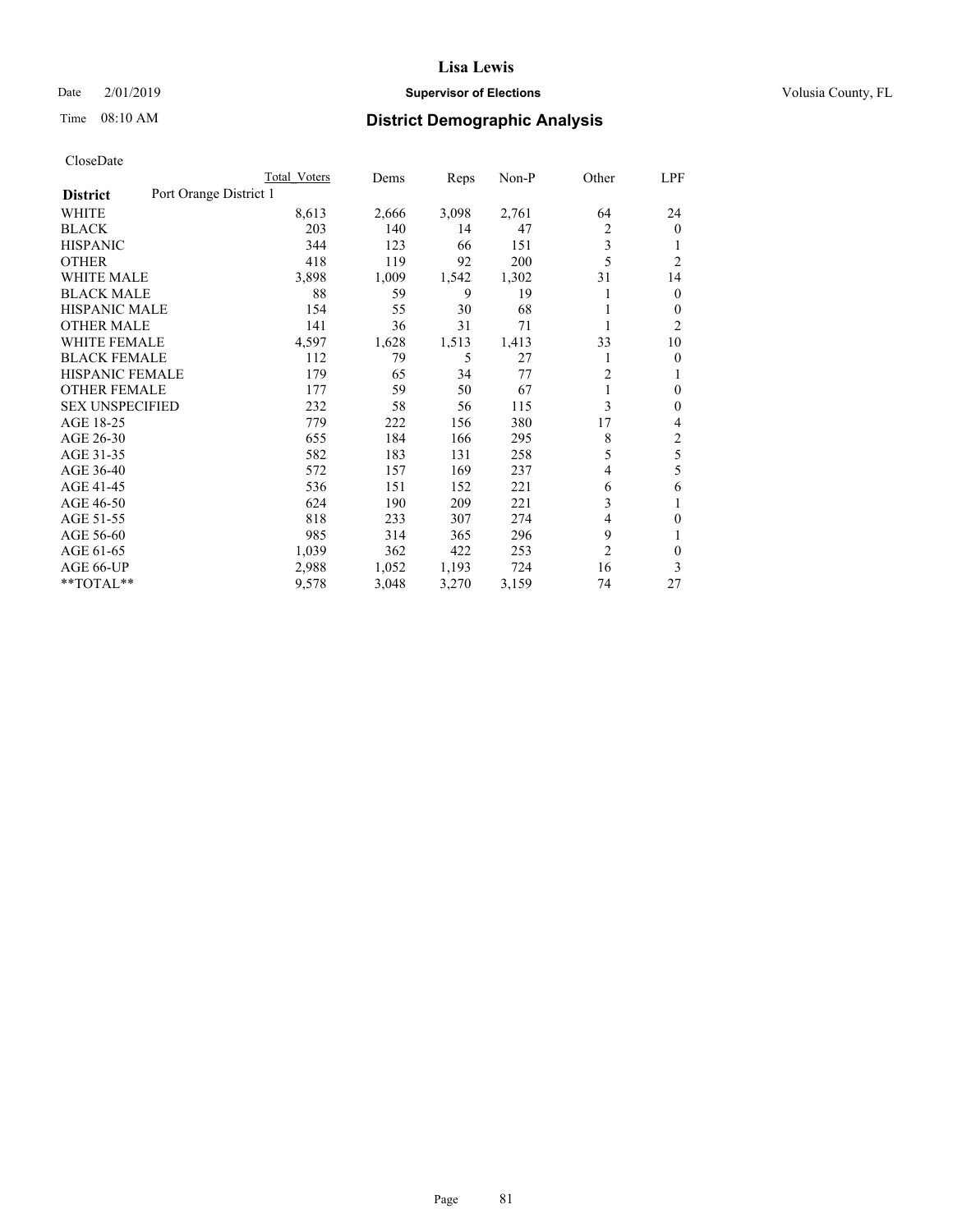# Lisa Lewis

Date 2/01/2019 **Supervisor of Elections** Volusia County, FL

Time 08:10 AM **District Demographic Analysis**

CloseDate

| District | Port Orange District 1 | Total Voters | Dems | Reps | Non-P | Other | LPF |
|---|---|---|---|---|---|---|---|
| WHITE | | 8,613 | 2,666 | 3,098 | 2,761 | 64 | 24 |
| BLACK | | 203 | 140 | 14 | 47 | 2 | 0 |
| HISPANIC | | 344 | 123 | 66 | 151 | 3 | 1 |
| OTHER | | 418 | 119 | 92 | 200 | 5 | 2 |
| WHITE MALE | | 3,898 | 1,009 | 1,542 | 1,302 | 31 | 14 |
| BLACK MALE | | 88 | 59 | 9 | 19 | 1 | 0 |
| HISPANIC MALE | | 154 | 55 | 30 | 68 | 1 | 0 |
| OTHER MALE | | 141 | 36 | 31 | 71 | 1 | 2 |
| WHITE FEMALE | | 4,597 | 1,628 | 1,513 | 1,413 | 33 | 10 |
| BLACK FEMALE | | 112 | 79 | 5 | 27 | 1 | 0 |
| HISPANIC FEMALE | | 179 | 65 | 34 | 77 | 2 | 1 |
| OTHER FEMALE | | 177 | 59 | 50 | 67 | 1 | 0 |
| SEX UNSPECIFIED | | 232 | 58 | 56 | 115 | 3 | 0 |
| AGE 18-25 | | 779 | 222 | 156 | 380 | 17 | 4 |
| AGE 26-30 | | 655 | 184 | 166 | 295 | 8 | 2 |
| AGE 31-35 | | 582 | 183 | 131 | 258 | 5 | 5 |
| AGE 36-40 | | 572 | 157 | 169 | 237 | 4 | 5 |
| AGE 41-45 | | 536 | 151 | 152 | 221 | 6 | 6 |
| AGE 46-50 | | 624 | 190 | 209 | 221 | 3 | 1 |
| AGE 51-55 | | 818 | 233 | 307 | 274 | 4 | 0 |
| AGE 56-60 | | 985 | 314 | 365 | 296 | 9 | 1 |
| AGE 61-65 | | 1,039 | 362 | 422 | 253 | 2 | 0 |
| AGE 66-UP | | 2,988 | 1,052 | 1,193 | 724 | 16 | 3 |
| **TOTAL** | | 9,578 | 3,048 | 3,270 | 3,159 | 74 | 27 |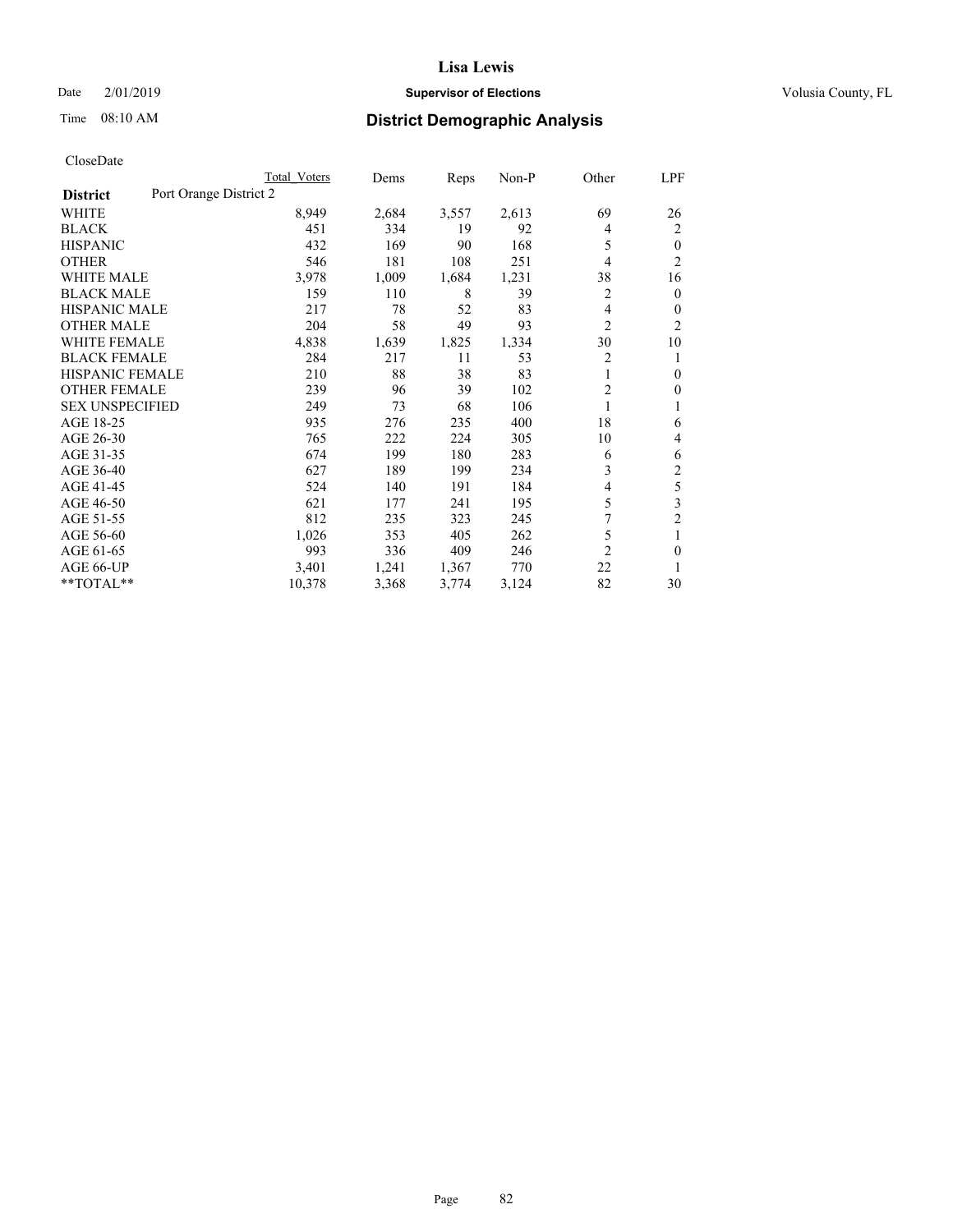# Lisa Lewis

Date 2/01/2019 **Supervisor of Elections** Volusia County, FL

Time 08:10 AM **District Demographic Analysis**

CloseDate

| | Total Voters | Dems | Reps | Non-P | Other | LPF |
|---|---|---|---|---|---|---|
| **District** Port Orange District 2 | | | | | | |
| WHITE | 8,949 | 2,684 | 3,557 | 2,613 | 69 | 26 |
| BLACK | 451 | 334 | 19 | 92 | 4 | 2 |
| HISPANIC | 432 | 169 | 90 | 168 | 5 | 0 |
| OTHER | 546 | 181 | 108 | 251 | 4 | 2 |
| WHITE MALE | 3,978 | 1,009 | 1,684 | 1,231 | 38 | 16 |
| BLACK MALE | 159 | 110 | 8 | 39 | 2 | 0 |
| HISPANIC MALE | 217 | 78 | 52 | 83 | 4 | 0 |
| OTHER MALE | 204 | 58 | 49 | 93 | 2 | 2 |
| WHITE FEMALE | 4,838 | 1,639 | 1,825 | 1,334 | 30 | 10 |
| BLACK FEMALE | 284 | 217 | 11 | 53 | 2 | 1 |
| HISPANIC FEMALE | 210 | 88 | 38 | 83 | 1 | 0 |
| OTHER FEMALE | 239 | 96 | 39 | 102 | 2 | 0 |
| SEX UNSPECIFIED | 249 | 73 | 68 | 106 | 1 | 1 |
| AGE 18-25 | 935 | 276 | 235 | 400 | 18 | 6 |
| AGE 26-30 | 765 | 222 | 224 | 305 | 10 | 4 |
| AGE 31-35 | 674 | 199 | 180 | 283 | 6 | 6 |
| AGE 36-40 | 627 | 189 | 199 | 234 | 3 | 2 |
| AGE 41-45 | 524 | 140 | 191 | 184 | 4 | 5 |
| AGE 46-50 | 621 | 177 | 241 | 195 | 5 | 3 |
| AGE 51-55 | 812 | 235 | 323 | 245 | 7 | 2 |
| AGE 56-60 | 1,026 | 353 | 405 | 262 | 5 | 1 |
| AGE 61-65 | 993 | 336 | 409 | 246 | 2 | 0 |
| AGE 66-UP | 3,401 | 1,241 | 1,367 | 770 | 22 | 1 |
| **TOTAL** | 10,378 | 3,368 | 3,774 | 3,124 | 82 | 30 |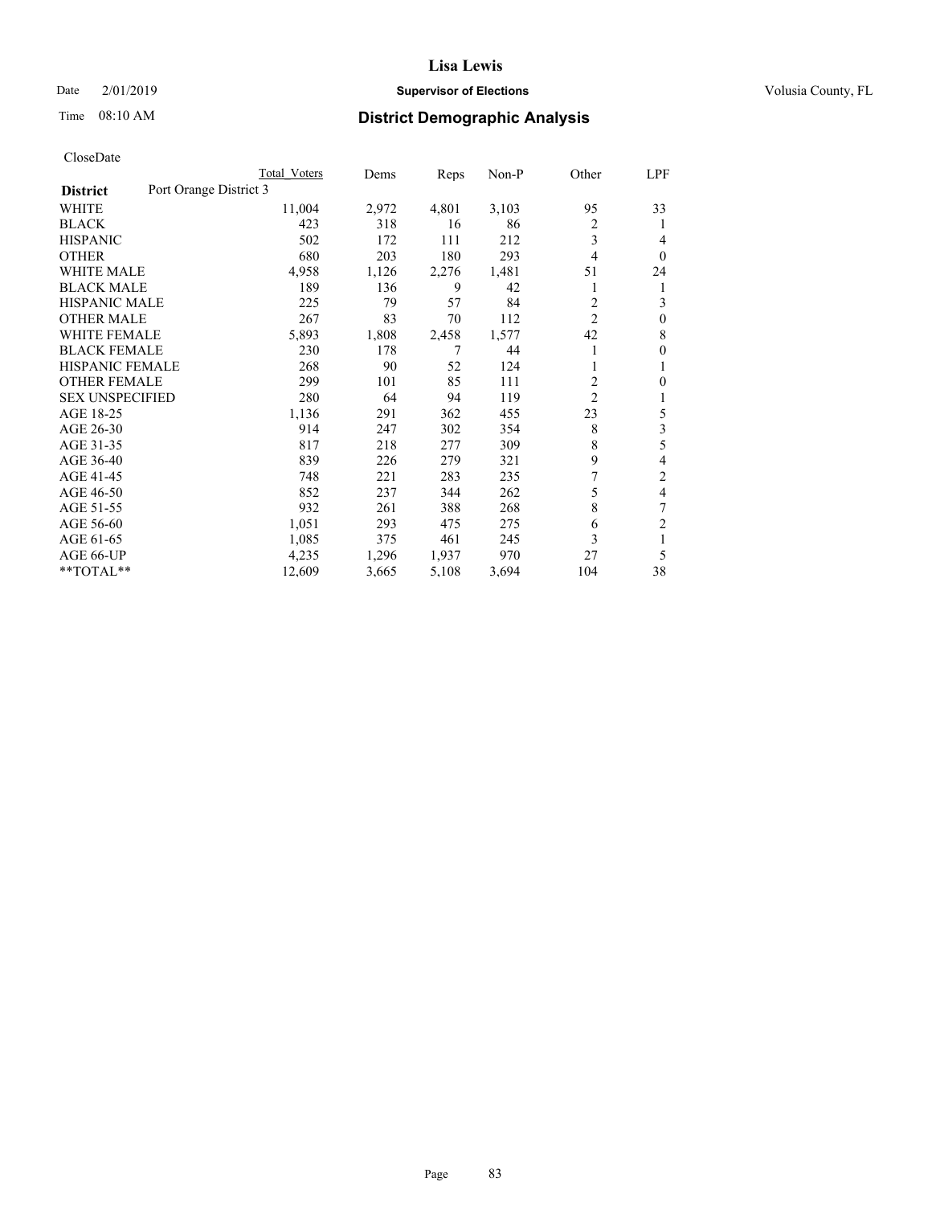# Lisa Lewis

Date 2/01/2019 **Supervisor of Elections** Volusia County, FL

Time 08:10 AM **District Demographic Analysis**

CloseDate

| **District** | Port Orange District 3 | Total Voters | Dems | Reps | Non-P | Other | LPF |
|---|---|---|---|---|---|---|---|
| WHITE | | 11,004 | 2,972 | 4,801 | 3,103 | 95 | 33 |
| BLACK | | 423 | 318 | 16 | 86 | 2 | 1 |
| HISPANIC | | 502 | 172 | 111 | 212 | 3 | 4 |
| OTHER | | 680 | 203 | 180 | 293 | 4 | 0 |
| WHITE MALE | | 4,958 | 1,126 | 2,276 | 1,481 | 51 | 24 |
| BLACK MALE | | 189 | 136 | 9 | 42 | 1 | 1 |
| HISPANIC MALE | | 225 | 79 | 57 | 84 | 2 | 3 |
| OTHER MALE | | 267 | 83 | 70 | 112 | 2 | 0 |
| WHITE FEMALE | | 5,893 | 1,808 | 2,458 | 1,577 | 42 | 8 |
| BLACK FEMALE | | 230 | 178 | 7 | 44 | 1 | 0 |
| HISPANIC FEMALE | | 268 | 90 | 52 | 124 | 1 | 1 |
| OTHER FEMALE | | 299 | 101 | 85 | 111 | 2 | 0 |
| SEX UNSPECIFIED | | 280 | 64 | 94 | 119 | 2 | 1 |
| AGE 18-25 | | 1,136 | 291 | 362 | 455 | 23 | 5 |
| AGE 26-30 | | 914 | 247 | 302 | 354 | 8 | 3 |
| AGE 31-35 | | 817 | 218 | 277 | 309 | 8 | 5 |
| AGE 36-40 | | 839 | 226 | 279 | 321 | 9 | 4 |
| AGE 41-45 | | 748 | 221 | 283 | 235 | 7 | 2 |
| AGE 46-50 | | 852 | 237 | 344 | 262 | 5 | 4 |
| AGE 51-55 | | 932 | 261 | 388 | 268 | 8 | 7 |
| AGE 56-60 | | 1,051 | 293 | 475 | 275 | 6 | 2 |
| AGE 61-65 | | 1,085 | 375 | 461 | 245 | 3 | 1 |
| AGE 66-UP | | 4,235 | 1,296 | 1,937 | 970 | 27 | 5 |
| **TOTAL** | | 12,609 | 3,665 | 5,108 | 3,694 | 104 | 38 |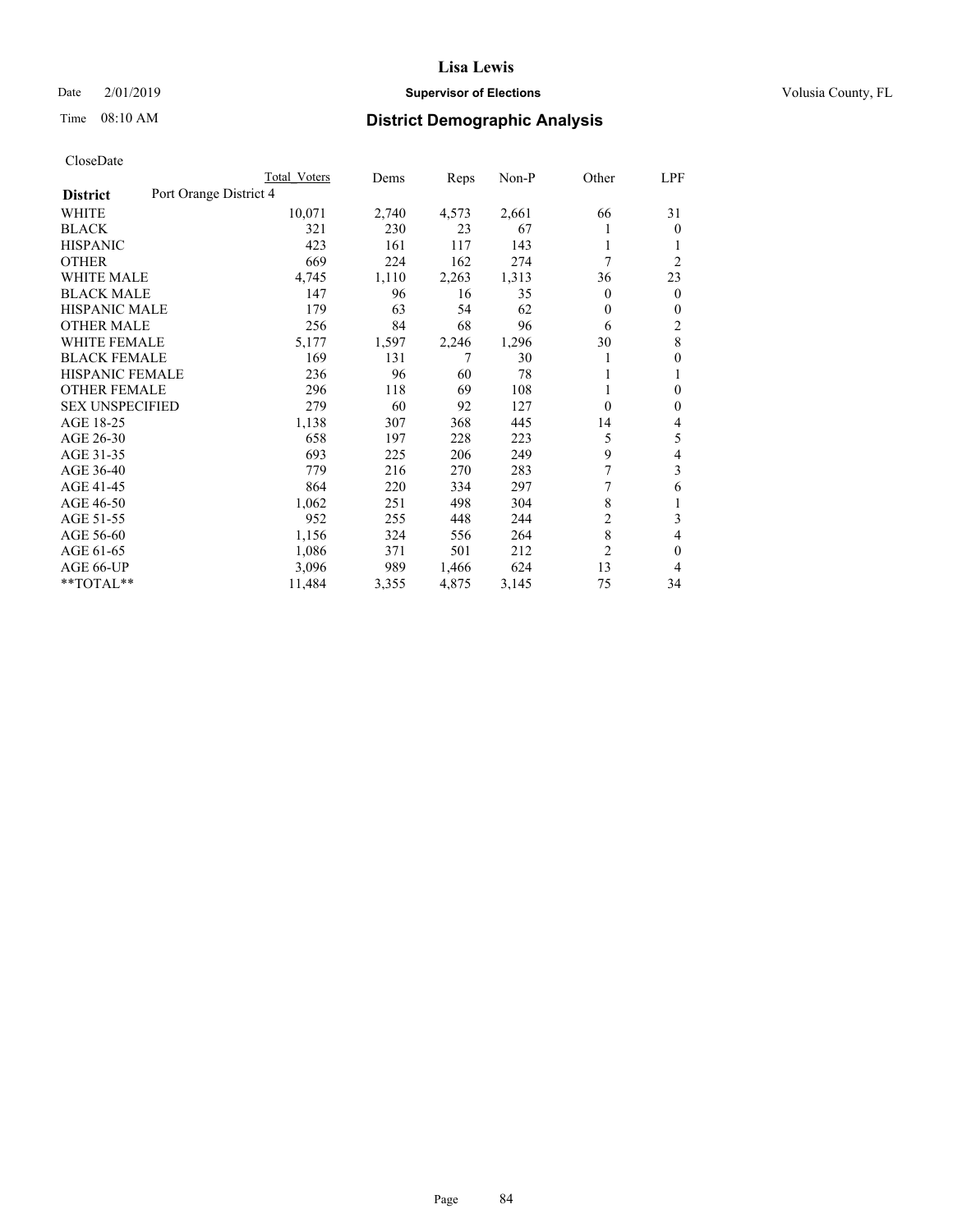# Lisa Lewis

Date 2/01/2019

## Supervisor of Elections

Volusia County, FL

Time 08:10 AM

## District Demographic Analysis

CloseDate

| | Total Voters | Dems | Reps | Non-P | Other | LPF |
|---|---|---|---|---|---|---|
| **District** Port Orange District 4 | | | | | | |
| WHITE | 10,071 | 2,740 | 4,573 | 2,661 | 66 | 31 |
| BLACK | 321 | 230 | 23 | 67 | 1 | 0 |
| HISPANIC | 423 | 161 | 117 | 143 | 1 | 1 |
| OTHER | 669 | 224 | 162 | 274 | 7 | 2 |
| WHITE MALE | 4,745 | 1,110 | 2,263 | 1,313 | 36 | 23 |
| BLACK MALE | 147 | 96 | 16 | 35 | 0 | 0 |
| HISPANIC MALE | 179 | 63 | 54 | 62 | 0 | 0 |
| OTHER MALE | 256 | 84 | 68 | 96 | 6 | 2 |
| WHITE FEMALE | 5,177 | 1,597 | 2,246 | 1,296 | 30 | 8 |
| BLACK FEMALE | 169 | 131 | 7 | 30 | 1 | 0 |
| HISPANIC FEMALE | 236 | 96 | 60 | 78 | 1 | 1 |
| OTHER FEMALE | 296 | 118 | 69 | 108 | 1 | 0 |
| SEX UNSPECIFIED | 279 | 60 | 92 | 127 | 0 | 0 |
| AGE 18-25 | 1,138 | 307 | 368 | 445 | 14 | 4 |
| AGE 26-30 | 658 | 197 | 228 | 223 | 5 | 5 |
| AGE 31-35 | 693 | 225 | 206 | 249 | 9 | 4 |
| AGE 36-40 | 779 | 216 | 270 | 283 | 7 | 3 |
| AGE 41-45 | 864 | 220 | 334 | 297 | 7 | 6 |
| AGE 46-50 | 1,062 | 251 | 498 | 304 | 8 | 1 |
| AGE 51-55 | 952 | 255 | 448 | 244 | 2 | 3 |
| AGE 56-60 | 1,156 | 324 | 556 | 264 | 8 | 4 |
| AGE 61-65 | 1,086 | 371 | 501 | 212 | 2 | 0 |
| AGE 66-UP | 3,096 | 989 | 1,466 | 624 | 13 | 4 |
| **TOTAL** | 11,484 | 3,355 | 4,875 | 3,145 | 75 | 34 |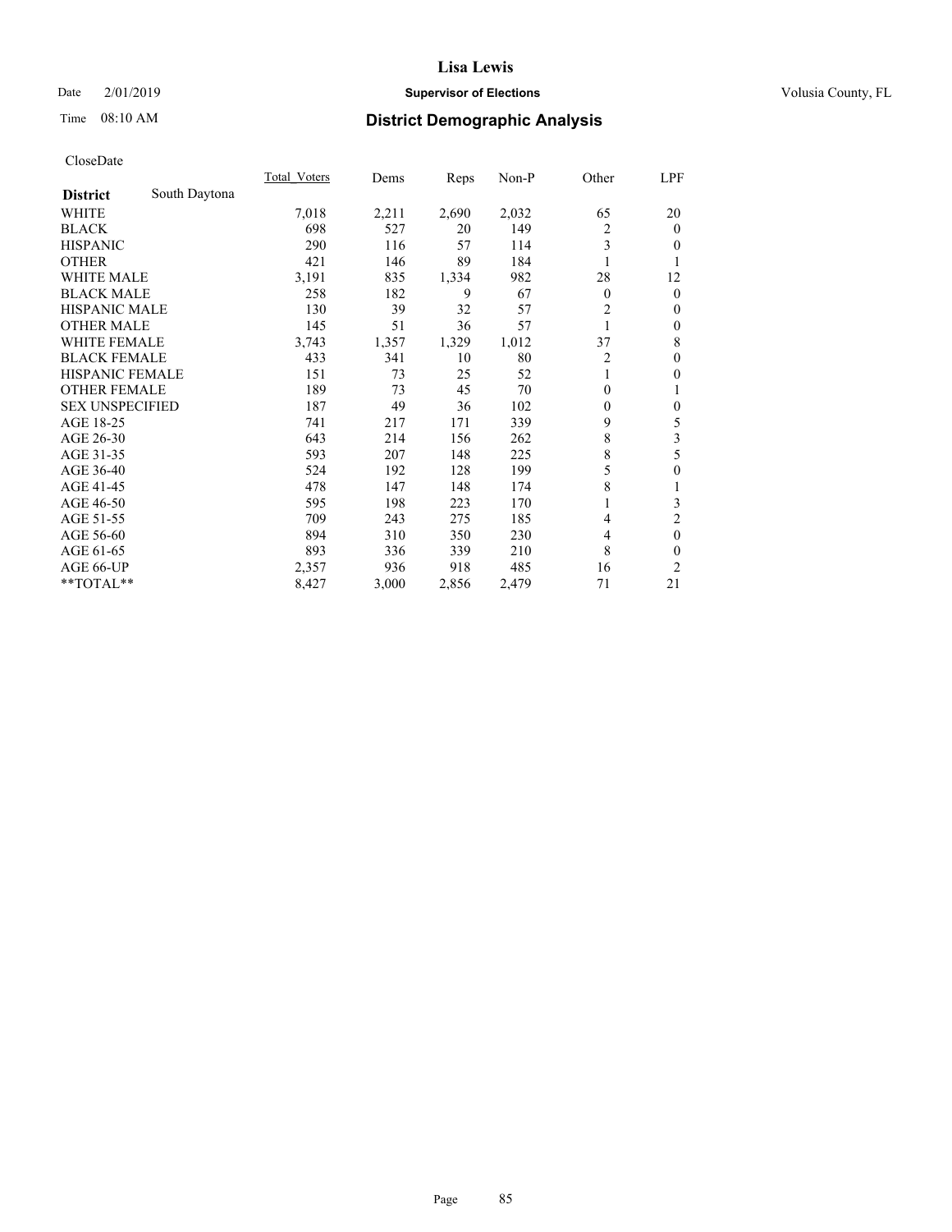Lisa Lewis

Date 2/01/2019 **Supervisor of Elections** Volusia County, FL

Time 08:10 AM **District Demographic Analysis**

CloseDate

| **District** South Daytona | Total_Voters | Dems | Reps | Non-P | Other | LPF |
|---|---|---|---|---|---|---|
| WHITE | 7,018 | 2,211 | 2,690 | 2,032 | 65 | 20 |
| BLACK | 698 | 527 | 20 | 149 | 2 | 0 |
| HISPANIC | 290 | 116 | 57 | 114 | 3 | 0 |
| OTHER | 421 | 146 | 89 | 184 | 1 | 1 |
| WHITE MALE | 3,191 | 835 | 1,334 | 982 | 28 | 12 |
| BLACK MALE | 258 | 182 | 9 | 67 | 0 | 0 |
| HISPANIC MALE | 130 | 39 | 32 | 57 | 2 | 0 |
| OTHER MALE | 145 | 51 | 36 | 57 | 1 | 0 |
| WHITE FEMALE | 3,743 | 1,357 | 1,329 | 1,012 | 37 | 8 |
| BLACK FEMALE | 433 | 341 | 10 | 80 | 2 | 0 |
| HISPANIC FEMALE | 151 | 73 | 25 | 52 | 1 | 0 |
| OTHER FEMALE | 189 | 73 | 45 | 70 | 0 | 1 |
| SEX UNSPECIFIED | 187 | 49 | 36 | 102 | 0 | 0 |
| AGE 18-25 | 741 | 217 | 171 | 339 | 9 | 5 |
| AGE 26-30 | 643 | 214 | 156 | 262 | 8 | 3 |
| AGE 31-35 | 593 | 207 | 148 | 225 | 8 | 5 |
| AGE 36-40 | 524 | 192 | 128 | 199 | 5 | 0 |
| AGE 41-45 | 478 | 147 | 148 | 174 | 8 | 1 |
| AGE 46-50 | 595 | 198 | 223 | 170 | 1 | 3 |
| AGE 51-55 | 709 | 243 | 275 | 185 | 4 | 2 |
| AGE 56-60 | 894 | 310 | 350 | 230 | 4 | 0 |
| AGE 61-65 | 893 | 336 | 339 | 210 | 8 | 0 |
| AGE 66-UP | 2,357 | 936 | 918 | 485 | 16 | 2 |
| **TOTAL** | 8,427 | 3,000 | 2,856 | 2,479 | 71 | 21 |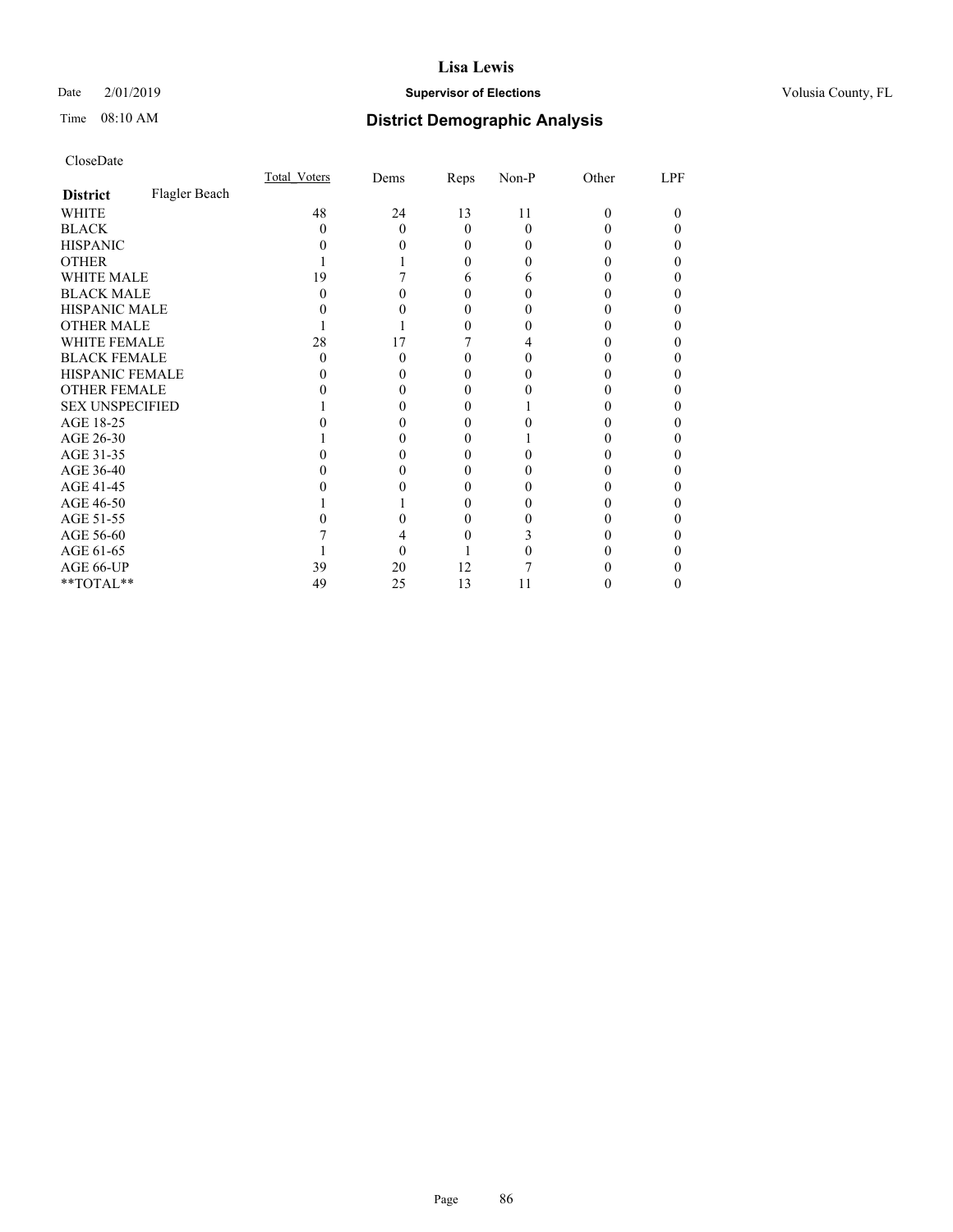# Lisa Lewis

Date 2/01/2019 **Supervisor of Elections** Volusia County, FL

Time 08:10 AM **District Demographic Analysis**

CloseDate

| | Total_Voters | Dems | Reps | Non-P | Other | LPF |
|---|---|---|---|---|---|---|
| **District** Flagler Beach | | | | | | |
| WHITE | 48 | 24 | 13 | 11 | 0 | 0 |
| BLACK | 0 | 0 | 0 | 0 | 0 | 0 |
| HISPANIC | 0 | 0 | 0 | 0 | 0 | 0 |
| OTHER | 1 | 1 | 0 | 0 | 0 | 0 |
| WHITE MALE | 19 | 7 | 6 | 6 | 0 | 0 |
| BLACK MALE | 0 | 0 | 0 | 0 | 0 | 0 |
| HISPANIC MALE | 0 | 0 | 0 | 0 | 0 | 0 |
| OTHER MALE | 1 | 1 | 0 | 0 | 0 | 0 |
| WHITE FEMALE | 28 | 17 | 7 | 4 | 0 | 0 |
| BLACK FEMALE | 0 | 0 | 0 | 0 | 0 | 0 |
| HISPANIC FEMALE | 0 | 0 | 0 | 0 | 0 | 0 |
| OTHER FEMALE | 0 | 0 | 0 | 0 | 0 | 0 |
| SEX UNSPECIFIED | 1 | 0 | 0 | 1 | 0 | 0 |
| AGE 18-25 | 0 | 0 | 0 | 0 | 0 | 0 |
| AGE 26-30 | 1 | 0 | 0 | 1 | 0 | 0 |
| AGE 31-35 | 0 | 0 | 0 | 0 | 0 | 0 |
| AGE 36-40 | 0 | 0 | 0 | 0 | 0 | 0 |
| AGE 41-45 | 0 | 0 | 0 | 0 | 0 | 0 |
| AGE 46-50 | 1 | 1 | 0 | 0 | 0 | 0 |
| AGE 51-55 | 0 | 0 | 0 | 0 | 0 | 0 |
| AGE 56-60 | 7 | 4 | 0 | 3 | 0 | 0 |
| AGE 61-65 | 1 | 0 | 1 | 0 | 0 | 0 |
| AGE 66-UP | 39 | 20 | 12 | 7 | 0 | 0 |
| **TOTAL** | 49 | 25 | 13 | 11 | 0 | 0 |